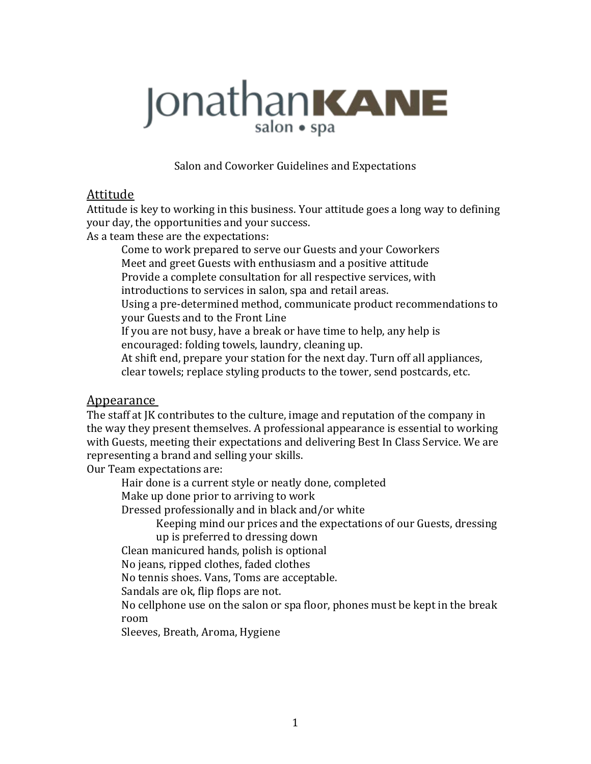# JonathanKANE
salon • spa

Salon and Coworker Guidelines and Expectations

## Attitude

Attitude is key to working in this business. Your attitude goes a long way to defining your day, the opportunities and your success.

As a team these are the expectations:

- Come to work prepared to serve our Guests and your Coworkers
- Meet and greet Guests with enthusiasm and a positive attitude
- Provide a complete consultation for all respective services, with introductions to services in salon, spa and retail areas.
- Using a pre-determined method, communicate product recommendations to your Guests and to the Front Line
- If you are not busy, have a break or have time to help, any help is encouraged: folding towels, laundry, cleaning up.
- At shift end, prepare your station for the next day. Turn off all appliances, clear towels; replace styling products to the tower, send postcards, etc.

## Appearance

The staff at JK contributes to the culture, image and reputation of the company in the way they present themselves. A professional appearance is essential to working with Guests, meeting their expectations and delivering Best In Class Service. We are representing a brand and selling your skills.

Our Team expectations are:

- Hair done is a current style or neatly done, completed
- Make up done prior to arriving to work
- Dressed professionally and in black and/or white
  - Keeping mind our prices and the expectations of our Guests, dressing up is preferred to dressing down
- Clean manicured hands, polish is optional
- No jeans, ripped clothes, faded clothes
- No tennis shoes. Vans, Toms are acceptable.
- Sandals are ok, flip flops are not.
- No cellphone use on the salon or spa floor, phones must be kept in the break room
- Sleeves, Breath, Aroma, Hygiene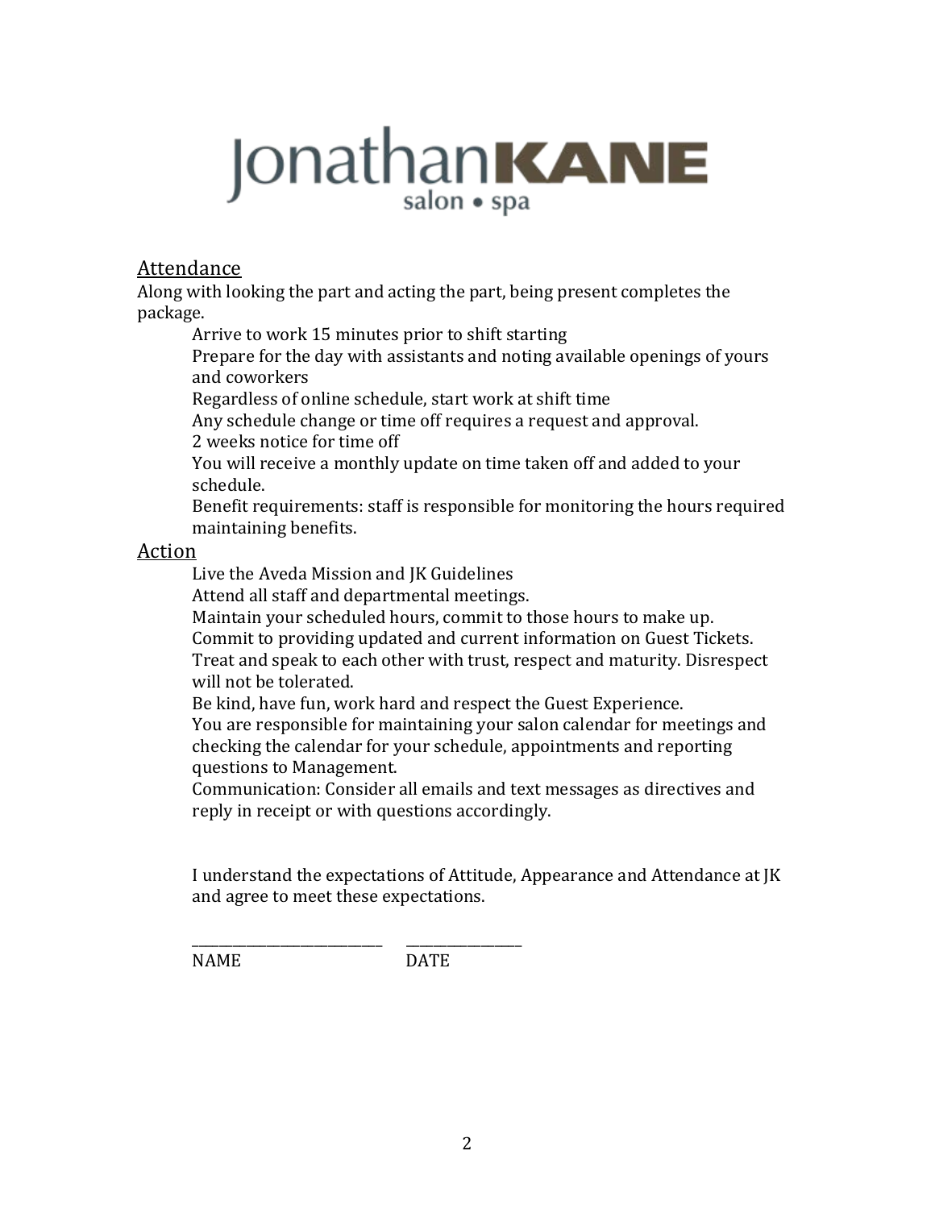# JonathanKANE
salon • spa

## Attendance

Along with looking the part and acting the part, being present completes the package.

- Arrive to work 15 minutes prior to shift starting
- Prepare for the day with assistants and noting available openings of yours and coworkers
- Regardless of online schedule, start work at shift time
- Any schedule change or time off requires a request and approval.
- 2 weeks notice for time off
- You will receive a monthly update on time taken off and added to your schedule.
- Benefit requirements: staff is responsible for monitoring the hours required maintaining benefits.

## Action

- Live the Aveda Mission and JK Guidelines
- Attend all staff and departmental meetings.
- Maintain your scheduled hours, commit to those hours to make up.
- Commit to providing updated and current information on Guest Tickets.
- Treat and speak to each other with trust, respect and maturity. Disrespect will not be tolerated.
- Be kind, have fun, work hard and respect the Guest Experience.
- You are responsible for maintaining your salon calendar for meetings and checking the calendar for your schedule, appointments and reporting questions to Management.
- Communication: Consider all emails and text messages as directives and reply in receipt or with questions accordingly.

I understand the expectations of Attitude, Appearance and Attendance at JK and agree to meet these expectations.

___________________________ ________________

NAME DATE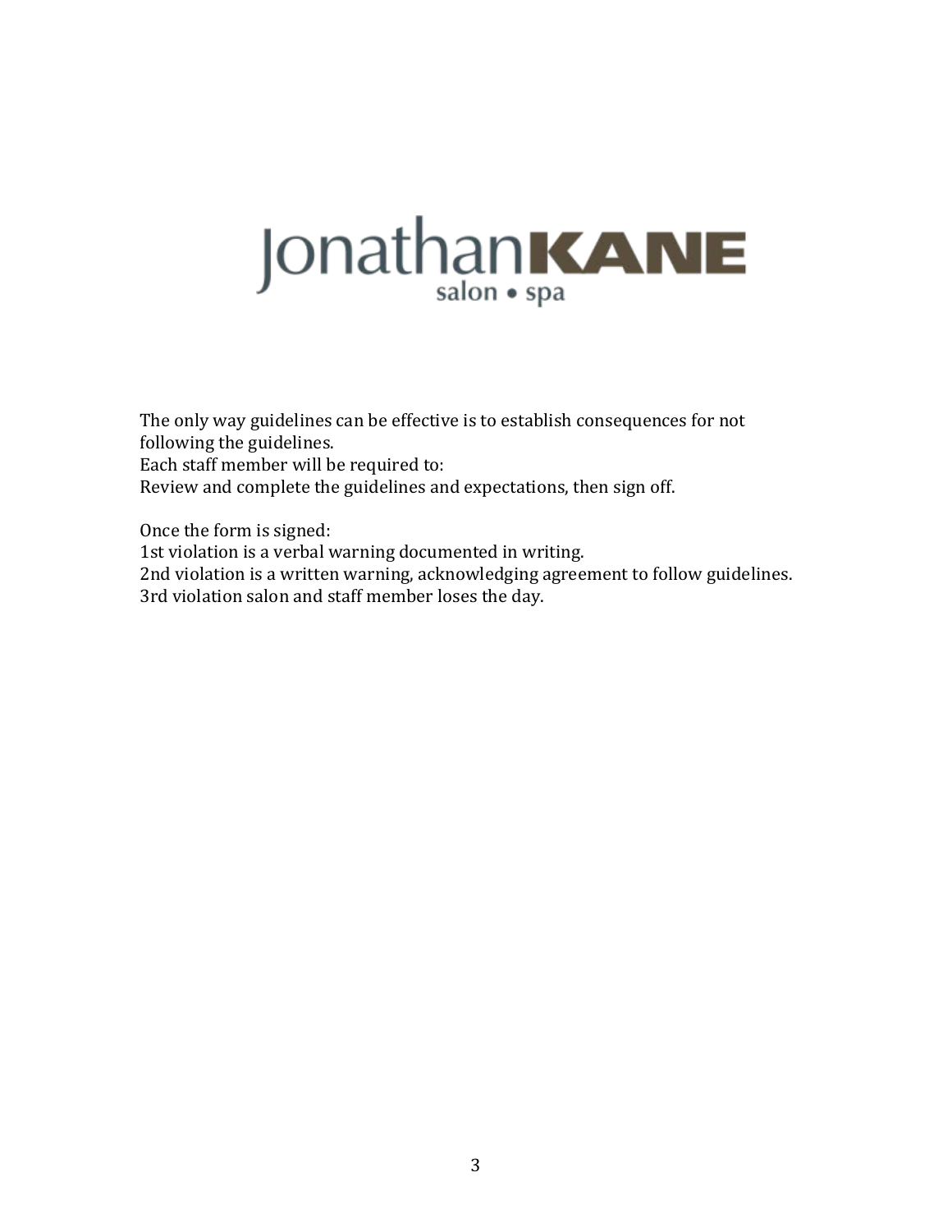Jonathan**KANE**
salon • spa

The only way guidelines can be effective is to establish consequences for not following the guidelines.
Each staff member will be required to:
Review and complete the guidelines and expectations, then sign off.

Once the form is signed:
1st violation is a verbal warning documented in writing.
2nd violation is a written warning, acknowledging agreement to follow guidelines.
3rd violation salon and staff member loses the day.